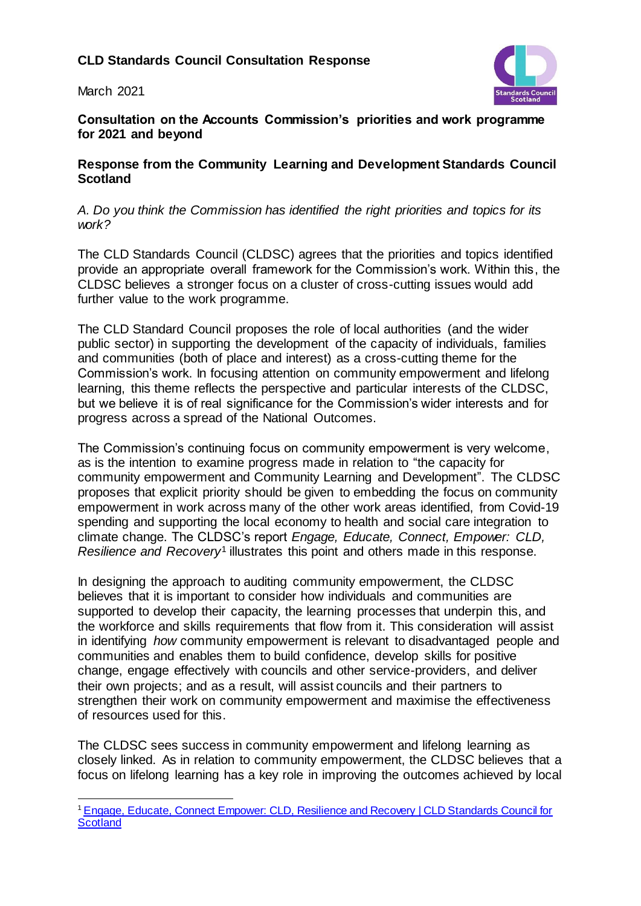**CLD Standards Council Consultation Response**

March 2021

**Consultation on the Accounts Commission's priorities and work programme for 2021 and beyond**

**Response from the Community Learning and Development Standards Council Scotland**

*A. Do you think the Commission has identified the right priorities and topics for its work?*

The CLD Standards Council (CLDSC) agrees that the priorities and topics identified provide an appropriate overall framework for the Commission's work. Within this, the CLDSC believes a stronger focus on a cluster of cross-cutting issues would add further value to the work programme.

The CLD Standard Council proposes the role of local authorities (and the wider public sector) in supporting the development of the capacity of individuals, families and communities (both of place and interest) as a cross-cutting theme for the Commission's work. In focusing attention on community empowerment and lifelong learning, this theme reflects the perspective and particular interests of the CLDSC, but we believe it is of real significance for the Commission's wider interests and for progress across a spread of the National Outcomes.

The Commission's continuing focus on community empowerment is very welcome, as is the intention to examine progress made in relation to "the capacity for community empowerment and Community Learning and Development". The CLDSC proposes that explicit priority should be given to embedding the focus on community empowerment in work across many of the other work areas identified, from Covid-19 spending and supporting the local economy to health and social care integration to climate change. The CLDSC's report *Engage, Educate, Connect, Empower: CLD, Resilience and Recovery*[1] illustrates this point and others made in this response.

In designing the approach to auditing community empowerment, the CLDSC believes that it is important to consider how individuals and communities are supported to develop their capacity, the learning processes that underpin this, and the workforce and skills requirements that flow from it. This consideration will assist in identifying *how* community empowerment is relevant to disadvantaged people and communities and enables them to build confidence, develop skills for positive change, engage effectively with councils and other service-providers, and deliver their own projects; and as a result, will assist councils and their partners to strengthen their work on community empowerment and maximise the effectiveness of resources used for this.

The CLDSC sees success in community empowerment and lifelong learning as closely linked. As in relation to community empowerment, the CLDSC believes that a focus on lifelong learning has a key role in improving the outcomes achieved by local

---

[1] Engage, Educate, Connect Empower: CLD, Resilience and Recovery | CLD Standards Council for Scotland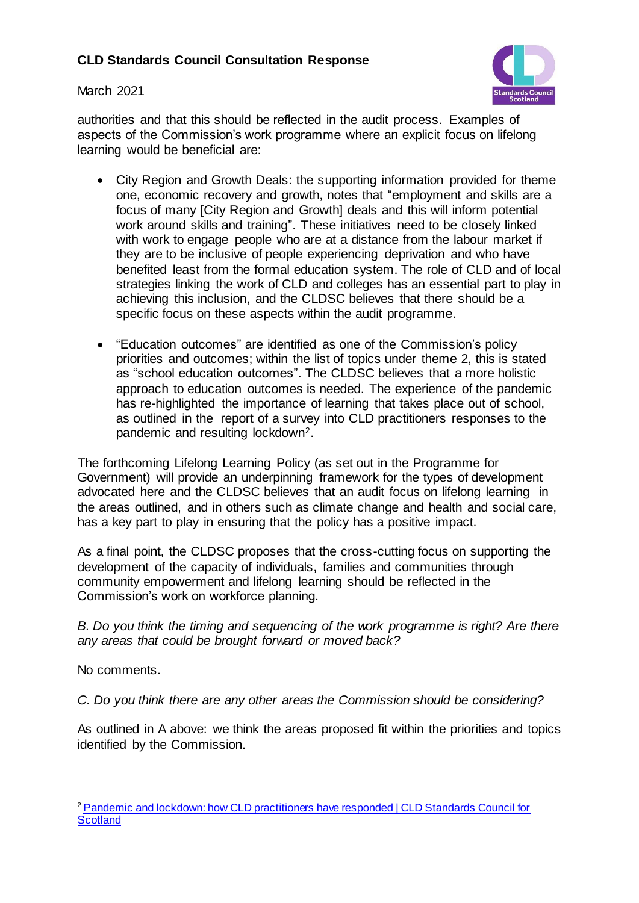authorities and that this should be reflected in the audit process. Examples of aspects of the Commission's work programme where an explicit focus on lifelong learning would be beneficial are:

- City Region and Growth Deals: the supporting information provided for theme one, economic recovery and growth, notes that "employment and skills are a focus of many [City Region and Growth] deals and this will inform potential work around skills and training". These initiatives need to be closely linked with work to engage people who are at a distance from the labour market if they are to be inclusive of people experiencing deprivation and who have benefited least from the formal education system. The role of CLD and of local strategies linking the work of CLD and colleges has an essential part to play in achieving this inclusion, and the CLDSC believes that there should be a specific focus on these aspects within the audit programme.

- "Education outcomes" are identified as one of the Commission's policy priorities and outcomes; within the list of topics under theme 2, this is stated as "school education outcomes". The CLDSC believes that a more holistic approach to education outcomes is needed. The experience of the pandemic has re-highlighted the importance of learning that takes place out of school, as outlined in the report of a survey into CLD practitioners responses to the pandemic and resulting lockdown[2].

The forthcoming Lifelong Learning Policy (as set out in the Programme for Government) will provide an underpinning framework for the types of development advocated here and the CLDSC believes that an audit focus on lifelong learning in the areas outlined, and in others such as climate change and health and social care, has a key part to play in ensuring that the policy has a positive impact.

As a final point, the CLDSC proposes that the cross-cutting focus on supporting the development of the capacity of individuals, families and communities through community empowerment and lifelong learning should be reflected in the Commission's work on workforce planning.

*B. Do you think the timing and sequencing of the work programme is right? Are there any areas that could be brought forward or moved back?*

No comments.

*C. Do you think there are any other areas the Commission should be considering?*

As outlined in A above: we think the areas proposed fit within the priorities and topics identified by the Commission.

---

[2] Pandemic and lockdown: how CLD practitioners have responded | CLD Standards Council for Scotland